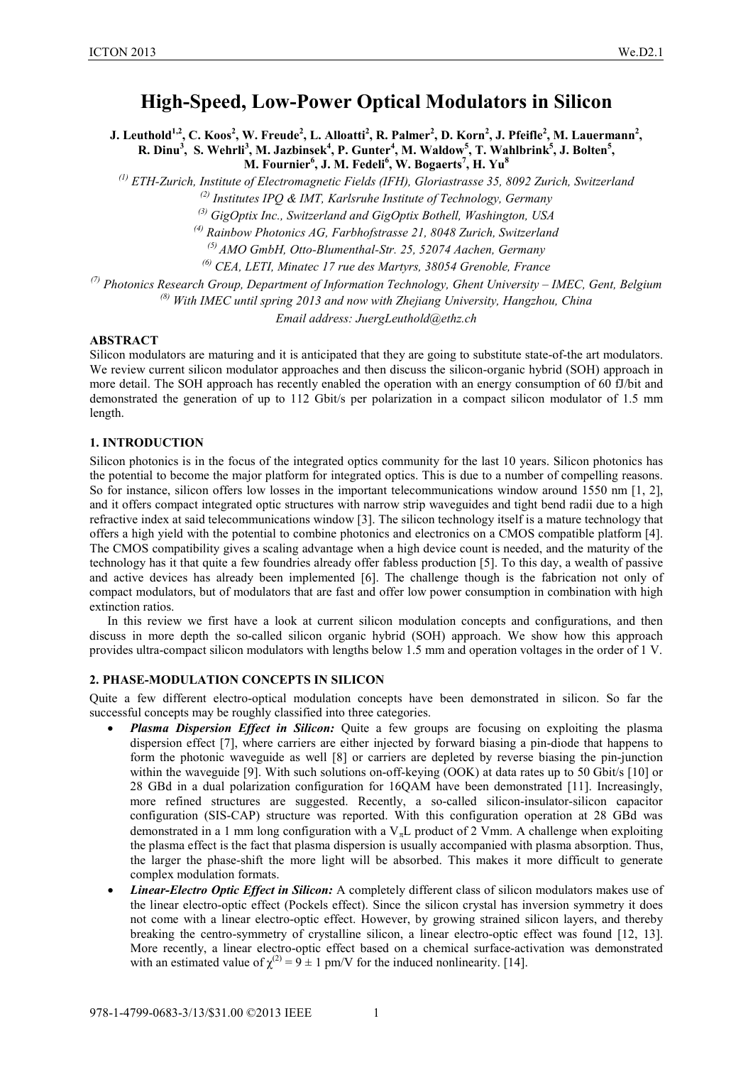# High-Speed, Low-Power Optical Modulators in Silicon

**J. Leuthold[1,2], C. Koos[2], W. Freude[2], L. Alloatti[2], R. Palmer[2], D. Korn[2], J. Pfeifle[2], M. Lauermann[2], R. Dinu[3], S. Wehrli[3], M. Jazbinsek[4], P. Gunter[4], M. Waldow[5], T. Wahlbrink[5], J. Bolten[5], M. Fournier[6], J. M. Fedeli[6], W. Bogaerts[7], H. Yu[8]**

*(1) ETH-Zurich, Institute of Electromagnetic Fields (IFH), Gloriastrasse 35, 8092 Zurich, Switzerland*

*(2) Institutes IPQ & IMT, Karlsruhe Institute of Technology, Germany*

*(3) GigOptix Inc., Switzerland and GigOptix Bothell, Washington, USA*

*(4) Rainbow Photonics AG, Farbhofstrasse 21, 8048 Zurich, Switzerland*

*(5) AMO GmbH, Otto-Blumenthal-Str. 25, 52074 Aachen, Germany*

*(6) CEA, LETI, Minatec 17 rue des Martyrs, 38054 Grenoble, France*

*(7) Photonics Research Group, Department of Information Technology, Ghent University – IMEC, Gent, Belgium*

*(8) With IMEC until spring 2013 and now with Zhejiang University, Hangzhou, China*

*Email address: JuergLeuthold@ethz.ch*

## ABSTRACT

Silicon modulators are maturing and it is anticipated that they are going to substitute state-of-the art modulators. We review current silicon modulator approaches and then discuss the silicon-organic hybrid (SOH) approach in more detail. The SOH approach has recently enabled the operation with an energy consumption of 60 fJ/bit and demonstrated the generation of up to 112 Gbit/s per polarization in a compact silicon modulator of 1.5 mm length.

## 1. INTRODUCTION

Silicon photonics is in the focus of the integrated optics community for the last 10 years. Silicon photonics has the potential to become the major platform for integrated optics. This is due to a number of compelling reasons. So for instance, silicon offers low losses in the important telecommunications window around 1550 nm [1, 2], and it offers compact integrated optic structures with narrow strip waveguides and tight bend radii due to a high refractive index at said telecommunications window [3]. The silicon technology itself is a mature technology that offers a high yield with the potential to combine photonics and electronics on a CMOS compatible platform [4]. The CMOS compatibility gives a scaling advantage when a high device count is needed, and the maturity of the technology has it that quite a few foundries already offer fabless production [5]. To this day, a wealth of passive and active devices has already been implemented [6]. The challenge though is the fabrication not only of compact modulators, but of modulators that are fast and offer low power consumption in combination with high extinction ratios.

In this review we first have a look at current silicon modulation concepts and configurations, and then discuss in more depth the so-called silicon organic hybrid (SOH) approach. We show how this approach provides ultra-compact silicon modulators with lengths below 1.5 mm and operation voltages in the order of 1 V.

## 2. PHASE-MODULATION CONCEPTS IN SILICON

Quite a few different electro-optical modulation concepts have been demonstrated in silicon. So far the successful concepts may be roughly classified into three categories.

- ***Plasma Dispersion Effect in Silicon:*** Quite a few groups are focusing on exploiting the plasma dispersion effect [7], where carriers are either injected by forward biasing a pin-diode that happens to form the photonic waveguide as well [8] or carriers are depleted by reverse biasing the pin-junction within the waveguide [9]. With such solutions on-off-keying (OOK) at data rates up to 50 Gbit/s [10] or 28 GBd in a dual polarization configuration for 16QAM have been demonstrated [11]. Increasingly, more refined structures are suggested. Recently, a so-called silicon-insulator-silicon capacitor configuration (SIS-CAP) structure was reported. With this configuration operation at 28 GBd was demonstrated in a 1 mm long configuration with a $V_\pi L$ product of 2 Vmm. A challenge when exploiting the plasma effect is the fact that plasma dispersion is usually accompanied with plasma absorption. Thus, the larger the phase-shift the more light will be absorbed. This makes it more difficult to generate complex modulation formats.
- ***Linear-Electro Optic Effect in Silicon:*** A completely different class of silicon modulators makes use of the linear electro-optic effect (Pockels effect). Since the silicon crystal has inversion symmetry it does not come with a linear electro-optic effect. However, by growing strained silicon layers, and thereby breaking the centro-symmetry of crystalline silicon, a linear electro-optic effect was found [12, 13]. More recently, a linear electro-optic effect based on a chemical surface-activation was demonstrated with an estimated value of $\chi^{(2)} = 9 \pm 1$ pm/V for the induced nonlinearity. [14].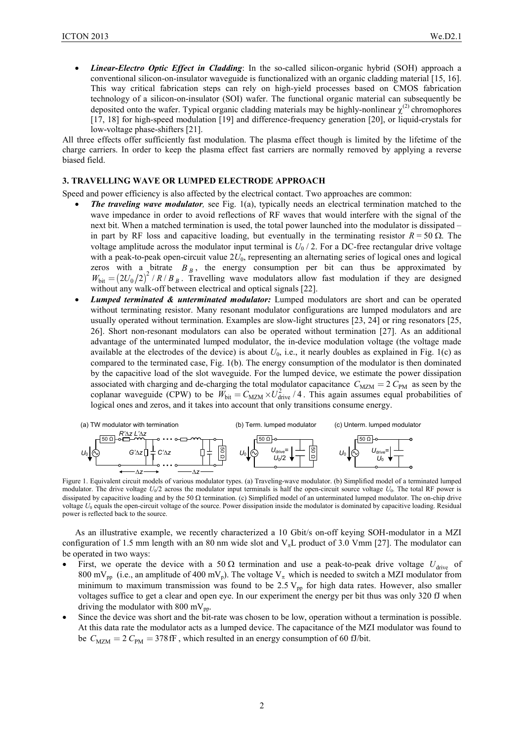- ***Linear-Electro Optic Effect in Cladding***: In the so-called silicon-organic hybrid (SOH) approach a conventional silicon-on-insulator waveguide is functionalized with an organic cladding material [15, 16]. This way critical fabrication steps can rely on high-yield processes based on CMOS fabrication technology of a silicon-on-insulator (SOI) wafer. The functional organic material can subsequently be deposited onto the wafer. Typical organic cladding materials may be highly-nonlinear $\chi^{(2)}$ chromophores [17, 18] for high-speed modulation [19] and difference-frequency generation [20], or liquid-crystals for low-voltage phase-shifters [21].

All three effects offer sufficiently fast modulation. The plasma effect though is limited by the lifetime of the charge carriers. In order to keep the plasma effect fast carriers are normally removed by applying a reverse biased field.

## 3. TRAVELLING WAVE OR LUMPED ELECTRODE APPROACH

Speed and power efficiency is also affected by the electrical contact. Two approaches are common:

- ***The traveling wave modulator,*** see Fig. 1(a), typically needs an electrical termination matched to the wave impedance in order to avoid reflections of RF waves that would interfere with the signal of the next bit. When a matched termination is used, the total power launched into the modulator is dissipated – in part by RF loss and capacitive loading, but eventually in the terminating resistor $R = 50\ \Omega$. The voltage amplitude across the modulator input terminal is $U_0 / 2$. For a DC-free rectangular drive voltage with a peak-to-peak open-circuit value $2U_0$, representing an alternating series of logical ones and logical zeros with a bitrate $B_B$, the energy consumption per bit can thus be approximated by $W_{\text{bit}} = (2U_0/2)^2 / R / B_B$. Travelling wave modulators allow fast modulation if they are designed without any walk-off between electrical and optical signals [22].
- ***Lumped terminated & unterminated modulator:*** Lumped modulators are short and can be operated without terminating resistor. Many resonant modulator configurations are lumped modulators and are usually operated without termination. Examples are slow-light structures [23, 24] or ring resonators [25, 26]. Short non-resonant modulators can also be operated without termination [27]. As an additional advantage of the unterminated lumped modulator, the in-device modulation voltage (the voltage made available at the electrodes of the device) is about $U_0$, i.e., it nearly doubles as explained in Fig. 1(c) as compared to the terminated case, Fig. 1(b). The energy consumption of the modulator is then dominated by the capacitive load of the slot waveguide. For the lumped device, we estimate the power dissipation associated with charging and de-charging the total modulator capacitance $C_{\text{MZM}} = 2\,C_{\text{PM}}$ as seen by the coplanar waveguide (CPW) to be $W_{\text{bit}} = C_{\text{MZM}} \times U_{\text{drive}}^2 / 4$. This again assumes equal probabilities of logical ones and zeros, and it takes into account that only transitions consume energy.

(a) TW modulator with termination
(b) Term. lumped modulator
(c) Unterm. lumped modulator

Figure 1. Equivalent circuit models of various modulator types. (a) Traveling-wave modulator. (b) Simplified model of a terminated lumped modulator. The drive voltage $U_0/2$ across the modulator input terminals is half the open-circuit source voltage $U_0$. The total RF power is dissipated by capacitive loading and by the 50 Ω termination. (c) Simplified model of an unterminated lumped modulator. The on-chip drive voltage $U_0$ equals the open-circuit voltage of the source. Power dissipation inside the modulator is dominated by capacitive loading. Residual power is reflected back to the source.

As an illustrative example, we recently characterized a 10 Gbit/s on-off keying SOH-modulator in a MZI configuration of 1.5 mm length with an 80 nm wide slot and $V_\pi L$ product of 3.0 Vmm [27]. The modulator can be operated in two ways:

- First, we operate the device with a 50 Ω termination and use a peak-to-peak drive voltage $U_{\text{drive}}$ of 800 $\text{mV}_{\text{pp}}$ (i.e., an amplitude of 400 $\text{mV}_{\text{p}}$). The voltage $V_\pi$ which is needed to switch a MZI modulator from minimum to maximum transmission was found to be 2.5 $V_{\text{pp}}$ for high data rates. However, also smaller voltages suffice to get a clear and open eye. In our experiment the energy per bit thus was only 320 fJ when driving the modulator with 800 $\text{mV}_{\text{pp}}$.
- Since the device was short and the bit-rate was chosen to be low, operation without a termination is possible. At this data rate the modulator acts as a lumped device. The capacitance of the MZI modulator was found to be $C_{\text{MZM}} = 2\,C_{\text{PM}} = 378\,\text{fF}$, which resulted in an energy consumption of 60 fJ/bit.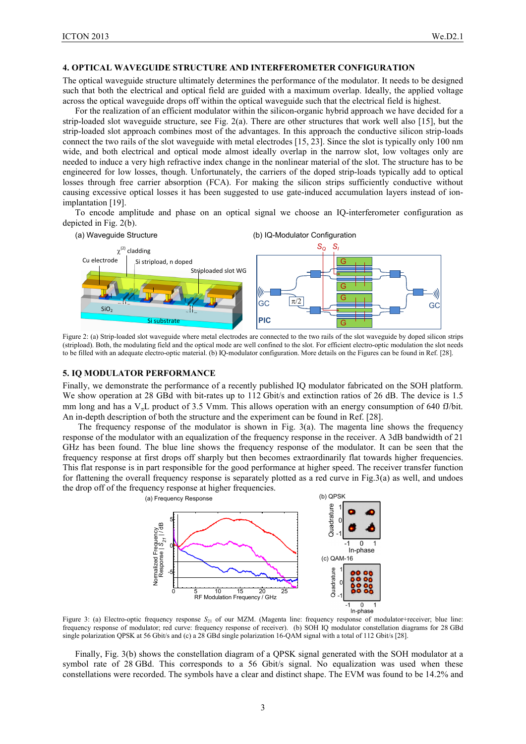## 4. OPTICAL WAVEGUIDE STRUCTURE AND INTERFEROMETER CONFIGURATION

The optical waveguide structure ultimately determines the performance of the modulator. It needs to be designed such that both the electrical and optical field are guided with a maximum overlap. Ideally, the applied voltage across the optical waveguide drops off within the optical waveguide such that the electrical field is highest.

For the realization of an efficient modulator within the silicon-organic hybrid approach we have decided for a strip-loaded slot waveguide structure, see Fig. 2(a). There are other structures that work well also [15], but the strip-loaded slot approach combines most of the advantages. In this approach the conductive silicon strip-loads connect the two rails of the slot waveguide with metal electrodes [15, 23]. Since the slot is typically only 100 nm wide, and both electrical and optical mode almost ideally overlap in the narrow slot, low voltages only are needed to induce a very high refractive index change in the nonlinear material of the slot. The structure has to be engineered for low losses, though. Unfortunately, the carriers of the doped strip-loads typically add to optical losses through free carrier absorption (FCA). For making the silicon strips sufficiently conductive without causing excessive optical losses it has been suggested to use gate-induced accumulation layers instead of ion-implantation [19].

To encode amplitude and phase on an optical signal we choose an IQ-interferometer configuration as depicted in Fig. 2(b).

(a) Waveguide Structure

$\chi^{(2)}$ cladding
Cu electrode
Si stripload, n doped
Striploaded slot WG
$SiO_2$
Si substrate

(b) IQ-Modulator Configuration

$S_Q$ $S_I$
G
G
G
G
GC
$\pi/2$
GC
PIC

Figure 2: (a) Strip-loaded slot waveguide where metal electrodes are connected to the two rails of the slot waveguide by doped silicon strips (stripload). Both, the modulating field and the optical mode are well confined to the slot. For efficient electro-optic modulation the slot needs to be filled with an adequate electro-optic material. (b) IQ-modulator configuration. More details on the Figures can be found in Ref. [28].

## 5. IQ MODULATOR PERFORMANCE

Finally, we demonstrate the performance of a recently published IQ modulator fabricated on the SOH platform. We show operation at 28 GBd with bit-rates up to 112 Gbit/s and extinction ratios of 26 dB. The device is 1.5 mm long and has a $V_\pi L$ product of 3.5 Vmm. This allows operation with an energy consumption of 640 fJ/bit. An in-depth description of both the structure and the experiment can be found in Ref. [28].

The frequency response of the modulator is shown in Fig. 3(a). The magenta line shows the frequency response of the modulator with an equalization of the frequency response in the receiver. A 3dB bandwidth of 21 GHz has been found. The blue line shows the frequency response of the modulator. It can be seen that the frequency response at first drops off sharply but then becomes extraordinarily flat towards higher frequencies. This flat response is in part responsible for the good performance at higher speed. The receiver transfer function for flattening the overall frequency response is separately plotted as a red curve in Fig.3(a) as well, and undoes the drop off of the frequency response at higher frequencies.

(a) Frequency Response

Normalized Frequency Response $|S_{21}|$ / dB
5
0
-5
0
5
10
15
20
25
RF Modulation Frequency / GHz

(b) QPSK

Quadrature
1
0
-1
-1 0 1
In-phase

(c) QAM-16

Quadrature
1
0
-1
-1 0 1
In-phase

Figure 3: (a) Electro-optic frequency response $S_{21}$ of our MZM. (Magenta line: frequency response of modulator+receiver; blue line: frequency response of modulator; red curve: frequency response of receiver). (b) SOH IQ modulator constellation diagrams for 28 GBd single polarization QPSK at 56 Gbit/s and (c) a 28 GBd single polarization 16-QAM signal with a total of 112 Gbit/s [28].

Finally, Fig. 3(b) shows the constellation diagram of a QPSK signal generated with the SOH modulator at a symbol rate of 28 GBd. This corresponds to a 56 Gbit/s signal. No equalization was used when these constellations were recorded. The symbols have a clear and distinct shape. The EVM was found to be 14.2% and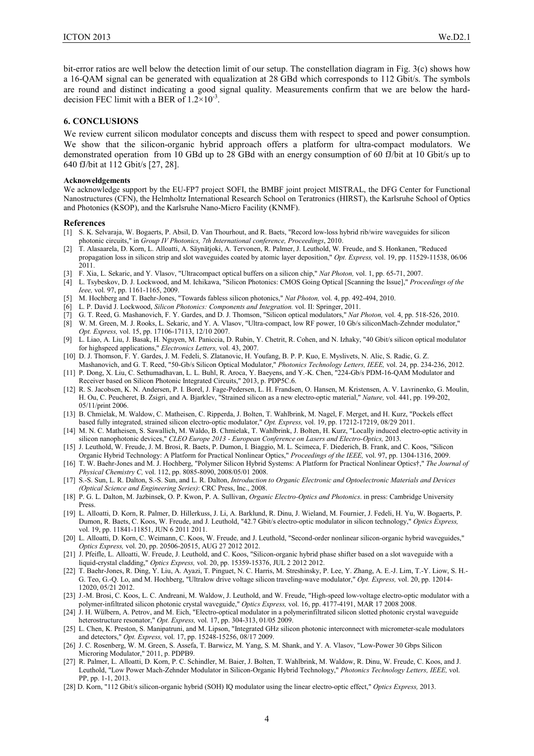bit-error ratios are well below the detection limit of our setup. The constellation diagram in Fig. 3(c) shows how a 16-QAM signal can be generated with equalization at 28 GBd which corresponds to 112 Gbit/s. The symbols are round and distinct indicating a good signal quality. Measurements confirm that we are below the hard-decision FEC limit with a BER of $1.2\times10^{-3}$.

## 6. CONCLUSIONS

We review current silicon modulator concepts and discuss them with respect to speed and power consumption. We show that the silicon-organic hybrid approach offers a platform for ultra-compact modulators. We demonstrated operation from 10 GBd up to 28 GBd with an energy consumption of 60 fJ/bit at 10 Gbit/s up to 640 fJ/bit at 112 Gbit/s [27, 28].

#### Acknoweldgements

We acknowledge support by the EU-FP7 project SOFI, the BMBF joint project MISTRAL, the DFG Center for Functional Nanostructures (CFN), the Helmholtz International Research School on Teratronics (HIRST), the Karlsruhe School of Optics and Photonics (KSOP), and the Karlsruhe Nano-Micro Facility (KNMF).

### References

[1] S. K. Selvaraja, W. Bogaerts, P. Absil, D. Van Thourhout, and R. Baets, "Record low-loss hybrid rib/wire waveguides for silicon photonic circuits," in *Group IV Photonics, 7th International conference, Proceedings*, 2010.

[2] T. Alasaarela, D. Korn, L. Alloatti, A. Säynätjoki, A. Tervonen, R. Palmer, J. Leuthold, W. Freude, and S. Honkanen, "Reduced propagation loss in silicon strip and slot waveguides coated by atomic layer deposition," *Opt. Express,* vol. 19, pp. 11529-11538, 06/06 2011.

[3] F. Xia, L. Sekaric, and Y. Vlasov, "Ultracompact optical buffers on a silicon chip," *Nat Photon,* vol. 1, pp. 65-71, 2007.

[4] L. Tsybeskov, D. J. Lockwood, and M. Ichikawa, "Silicon Photonics: CMOS Going Optical [Scanning the Issue]," *Proceedings of the Ieee,* vol. 97, pp. 1161-1165, 2009.

[5] M. Hochberg and T. Baehr-Jones, "Towards fabless silicon photonics," *Nat Photon,* vol. 4, pp. 492-494, 2010.

[6] L. P. David J. Lockwood, *Silicon Photonics: Components and Integration.* vol. II: Springer, 2011.

[7] G. T. Reed, G. Mashanovich, F. Y. Gardes, and D. J. Thomson, "Silicon optical modulators," *Nat Photon,* vol. 4, pp. 518-526, 2010.

[8] W. M. Green, M. J. Rooks, L. Sekaric, and Y. A. Vlasov, "Ultra-compact, low RF power, 10 Gb/s siliconMach-Zehnder modulator," *Opt. Express,* vol. 15, pp. 17106-17113, 12/10 2007.

[9] L. Liao, A. Liu, J. Basak, H. Nguyen, M. Paniccia, D. Rubin, Y. Chetrit, R. Cohen, and N. Izhaky, "40 Gbit/s silicon optical modulator for highspeed applications," *Electronics Letters,* vol. 43, 2007.

[10] D. J. Thomson, F. Y. Gardes, J. M. Fedeli, S. Zlatanovic, H. Youfang, B. P. P. Kuo, E. Myslivets, N. Alic, S. Radic, G. Z. Mashanovich, and G. T. Reed, "50-Gb/s Silicon Optical Modulator," *Photonics Technology Letters, IEEE,* vol. 24, pp. 234-236, 2012.

[11] P. Dong, X. Liu, C. Sethumadhavan, L. L. Buhl, R. Aroca, Y. Baeyens, and Y.-K. Chen, "224-Gb/s PDM-16-QAM Modulator and Receiver based on Silicon Photonic Integrated Circuits," 2013, p. PDP5C.6.

[12] R. S. Jacobsen, K. N. Andersen, P. I. Borel, J. Fage-Pedersen, L. H. Frandsen, O. Hansen, M. Kristensen, A. V. Lavrinenko, G. Moulin, H. Ou, C. Peucheret, B. Zsigri, and A. Bjarklev, "Strained silicon as a new electro-optic material," *Nature,* vol. 441, pp. 199-202, 05/11/print 2006.

[13] B. Chmielak, M. Waldow, C. Matheisen, C. Ripperda, J. Bolten, T. Wahlbrink, M. Nagel, F. Merget, and H. Kurz, "Pockels effect based fully integrated, strained silicon electro-optic modulator," *Opt. Express,* vol. 19, pp. 17212-17219, 08/29 2011.

[14] M. N. C. Matheisen, S. Sawallich, M. Waldo, B. Chmielak, T. Wahlbrink, J. Bolten, H. Kurz, "Locally induced electro-optic activity in silicon nanophotonic devices," *CLEO Europe 2013 - European Conference on Lasers and Electro-Optics,* 2013.

[15] J. Leuthold, W. Freude, J. M. Brosi, R. Baets, P. Dumon, I. Biaggio, M. L. Scimeca, F. Diederich, B. Frank, and C. Koos, "Silicon Organic Hybrid Technology: A Platform for Practical Nonlinear Optics," *Proceedings of the IEEE,* vol. 97, pp. 1304-1316, 2009.

[16] T. W. Baehr-Jones and M. J. Hochberg, "Polymer Silicon Hybrid Systems: A Platform for Practical Nonlinear Optics†," *The Journal of Physical Chemistry C,* vol. 112, pp. 8085-8090, 2008/05/01 2008.

[17] S.-S. Sun, L. R. Dalton, S.-S. Sun, and L. R. Dalton, *Introduction to Organic Electronic and Optoelectronic Materials and Devices (Optical Science and Engineering Series)*: CRC Press, Inc., 2008.

[18] P. G. L. Dalton, M. Jazbinsek, O. P. Kwon, P. A. Sullivan, *Organic Electro-Optics and Photonics*. in press: Cambridge University Press.

[19] L. Alloatti, D. Korn, R. Palmer, D. Hillerkuss, J. Li, A. Barklund, R. Dinu, J. Wieland, M. Fournier, J. Fedeli, H. Yu, W. Bogaerts, P. Dumon, R. Baets, C. Koos, W. Freude, and J. Leuthold, "42.7 Gbit/s electro-optic modulator in silicon technology," *Optics Express,* vol. 19, pp. 11841-11851, JUN 6 2011 2011.

[20] L. Alloatti, D. Korn, C. Weimann, C. Koos, W. Freude, and J. Leuthold, "Second-order nonlinear silicon-organic hybrid waveguides," *Optics Express,* vol. 20, pp. 20506-20515, AUG 27 2012 2012.

[21] J. Pfeifle, L. Alloatti, W. Freude, J. Leuthold, and C. Koos, "Silicon-organic hybrid phase shifter based on a slot waveguide with a liquid-crystal cladding," *Optics Express,* vol. 20, pp. 15359-15376, JUL 2 2012 2012.

[22] T. Baehr-Jones, R. Ding, Y. Liu, A. Ayazi, T. Pinguet, N. C. Harris, M. Streshinsky, P. Lee, Y. Zhang, A. E.-J. Lim, T.-Y. Liow, S. H.-G. Teo, G.-Q. Lo, and M. Hochberg, "Ultralow drive voltage silicon traveling-wave modulator," *Opt. Express,* vol. 20, pp. 12014-12020, 05/21 2012.

[23] J.-M. Brosi, C. Koos, L. C. Andreani, M. Waldow, J. Leuthold, and W. Freude, "High-speed low-voltage electro-optic modulator with a polymer-infiltrated silicon photonic crystal waveguide," *Optics Express,* vol. 16, pp. 4177-4191, MAR 17 2008 2008.

[24] J. H. Wülbern, A. Petrov, and M. Eich, "Electro-optical modulator in a polymerinfiltrated silicon slotted photonic crystal waveguide heterostructure resonator," *Opt. Express,* vol. 17, pp. 304-313, 01/05 2009.

[25] L. Chen, K. Preston, S. Manipatruni, and M. Lipson, "Integrated GHz silicon photonic interconnect with micrometer-scale modulators and detectors," *Opt. Express,* vol. 17, pp. 15248-15256, 08/17 2009.

[26] J. C. Rosenberg, W. M. Green, S. Assefa, T. Barwicz, M. Yang, S. M. Shank, and Y. A. Vlasov, "Low-Power 30 Gbps Silicon Microring Modulator," 2011, p. PDPB9.

[27] R. Palmer, L. Alloatti, D. Korn, P. C. Schindler, M. Baier, J. Bolten, T. Wahlbrink, M. Waldow, R. Dinu, W. Freude, C. Koos, and J. Leuthold, "Low Power Mach-Zehnder Modulator in Silicon-Organic Hybrid Technology," *Photonics Technology Letters, IEEE,* vol. PP, pp. 1-1, 2013.

[28] D. Korn, "112 Gbit/s silicon-organic hybrid (SOH) IQ modulator using the linear electro-optic effect," *Optics Express,* 2013.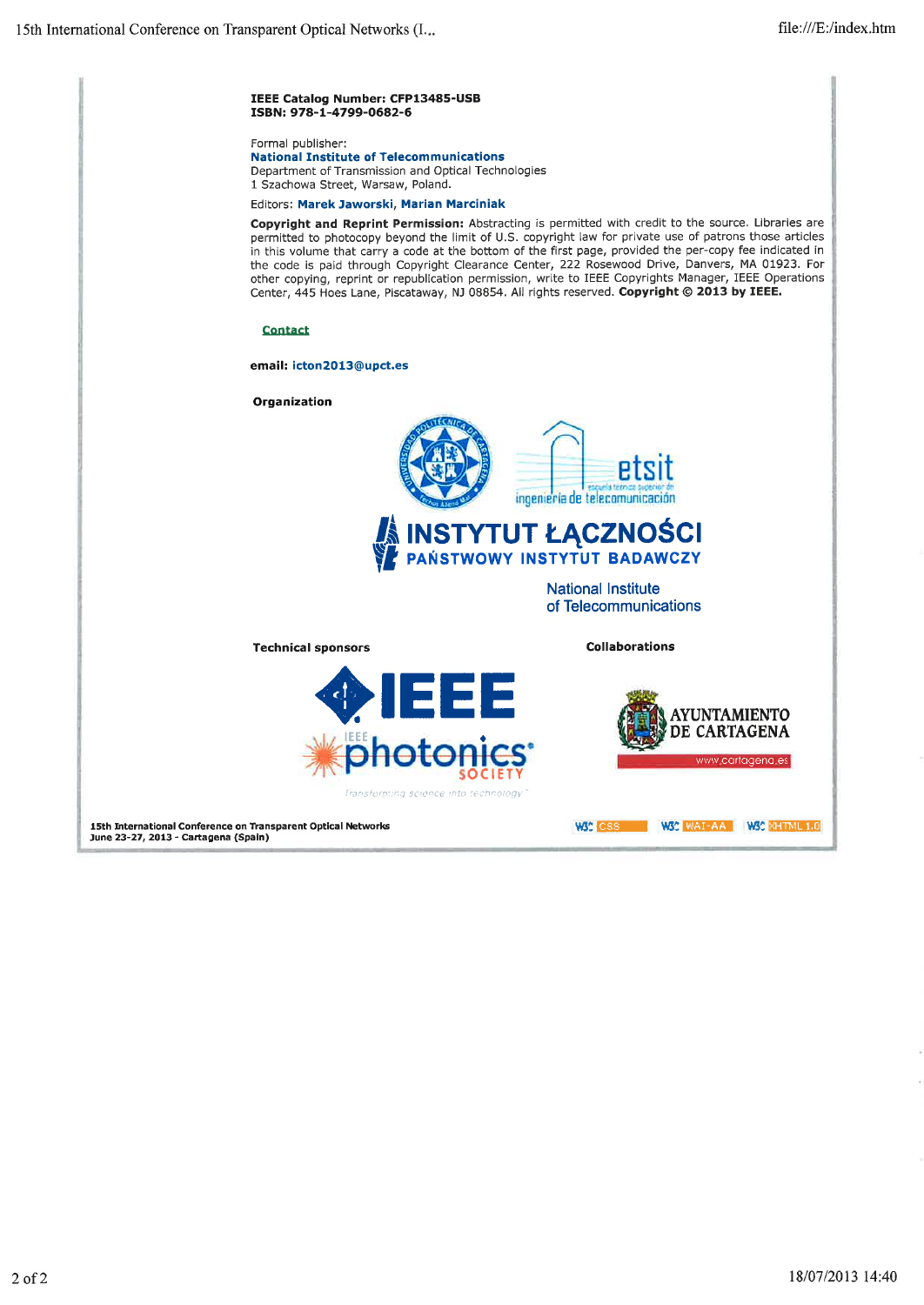**IEEE Catalog Number: CFP13485-USB**
**ISBN: 978-1-4799-0682-6**

Formal publisher:
**National Institute of Telecommunications**
Department of Transmission and Optical Technologies
1 Szachowa Street, Warsaw, Poland.

Editors: **Marek Jaworski**, **Marian Marciniak**

**Copyright and Reprint Permission:** Abstracting is permitted with credit to the source. Libraries are permitted to photocopy beyond the limit of U.S. copyright law for private use of patrons those articles in this volume that carry a code at the bottom of the first page, provided the per-copy fee indicated in the code is paid through Copyright Clearance Center, 222 Rosewood Drive, Danvers, MA 01923. For other copying, reprint or republication permission, write to IEEE Copyrights Manager, IEEE Operations Center, 445 Hoes Lane, Piscataway, NJ 08854. All rights reserved. **Copyright © 2013 by IEEE.**

**Contact**

**email:** icton2013@upct.es

**Organization**

etsit
escuela técnica superior de
ingeniería de telecomunicación

INSTYTUT ŁĄCZNOŚCI
PAŃSTWOWY INSTYTUT BADAWCZY

National Institute
of Telecommunications

**Technical sponsors**

IEEE

IEEE photonics SOCIETY
Transforming science into technology

**Collaborations**

AYUNTAMIENTO DE CARTAGENA
www.cartagena.es

**15th International Conference on Transparent Optical Networks**
**June 23-27, 2013 - Cartagena (Spain)**

W3C CSS W3C WAI-AA W3C XHTML 1.0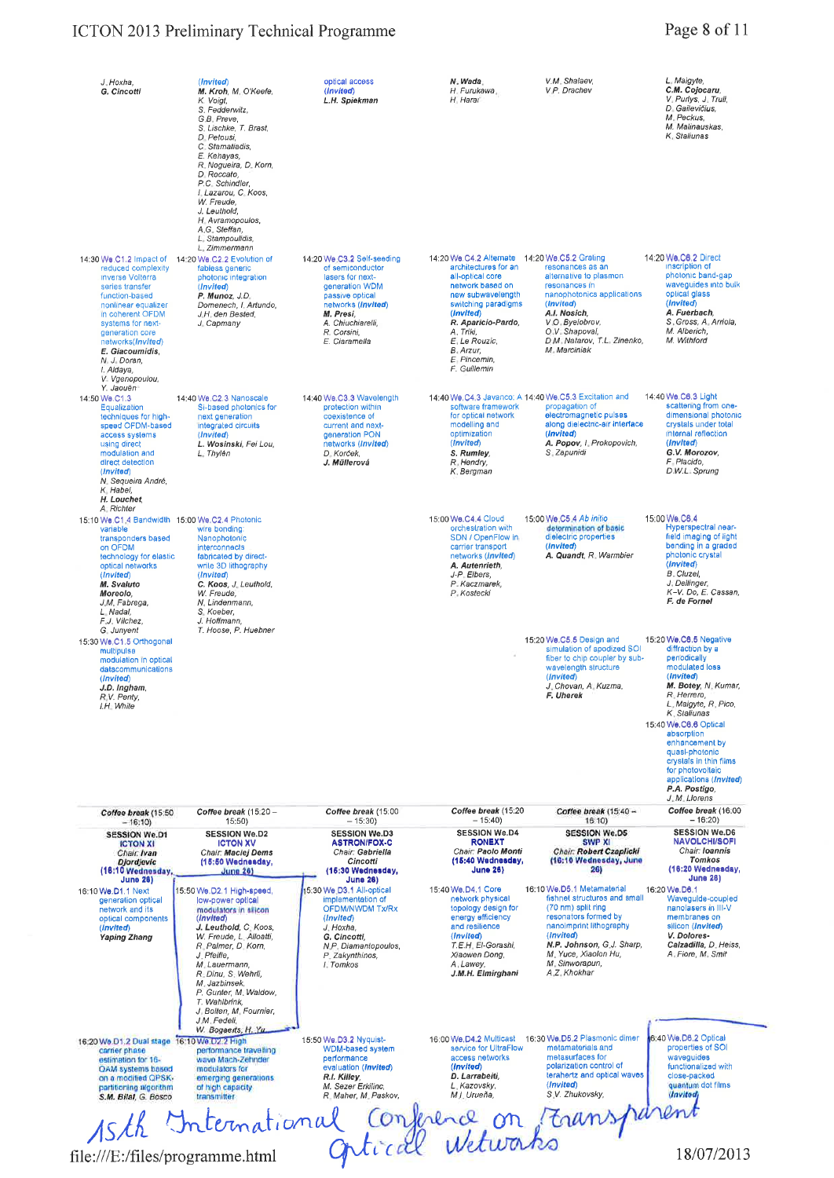| | | | | | |
|---|---|---|---|---|---|
| J. Hoxha, **G. Cincotti** | *(Invited)* **M. Kroh**, M. O'Keefe, K. Voigt, S. Fedderwitz, G.B. Preve, S. Lischke, T. Brast, D. Petousi, C. Stamatiadis, E. Kehayas, R. Nogueira, D. Korn, D. Roccato, P.C. Schindler, I. Lazarou, C. Koos, W. Freude, J. Leuthold, H. Avramopoulos, A.G. Steffan, L. Stampoulidis, L. Zimmermann | optical access *(Invited)* **L.H. Spiekman** | **N. Wada**, H. Furukawa, H. Harai | V.M. Shalaev, V.P. Drachev | L. Maigyte, **C.M. Cojocaru**, V. Purlys, J. Trull, D. Gailevičius, M. Peckus, M. Malinauskas, K. Staliunas |
| 14:30 We.C1.2 Impact of reduced complexity inverse Volterra series transfer function-based nonlinear equalizer in coherent OFDM systems for next-generation core networks*(Invited)* **E. Giacoumidis**, N. J. Doran, I. Aldaya, V. Vgenopoulou, Y. Jaouën | 14:20 We.C2.2 Evolution of fabless generic photonic integration *(Invited)* **P. Munoz**, J.D. Domenech, I. Artundo, J.H. den Bested, J. Capmany | 14:20 We.C3.2 Self-seeding of semiconductor lasers for next-generation WDM passive optical networks *(Invited)* **M. Presi**, A. Chiuchiarelli, R. Corsini, E. Ciaramella | 14:20 We.C4.2 Alternate architectures for an all-optical core network based on new subwavelength switching paradigms *(Invited)* **R. Aparicio-Pardo**, A. Triki, E. Le Rouzic, B. Arzur, E. Pincemin, F. Guillemin | 14:20 We.C5.2 Grating resonances as an alternative to plasmon resonances in nanophotonics applications *(Invited)* **A.I. Nosich**, V.O. Byelobrov, O.V. Shapoval, D.M. Natarov, T.L. Zinenko, M. Marciniak | 14:20 We.C6.2 Direct inscription of photonic band-gap waveguides into bulk optical glass *(Invited)* **A. Fuerbach**, S. Gross, A. Arriola, M. Alberich, M. Withford |
| 14:50 We.C1.3 Equalization techniques for high-speed OFDM-based access systems using direct modulation and direct detection *(Invited)* N. Sequeira André, K. Habel, **H. Louchet**, A. Richter | 14:40 We.C2.3 Nanoscale Si-based photonics for next generation integrated circuits *(Invited)* **L. Wosinski**, Fei Lou, L. Thylén | 14:40 We.C3.3 Wavelength protection within current and next-generation PON networks *(Invited)* D. Korček, **J. Müllerová** | 14:40 We.C4.3 Javanco: A software framework for optical network modelling and optimization *(Invited)* **S. Rumley**, R. Hendry, K. Bergman | 14:40 We.C5.3 Excitation and propagation of electromagnetic pulses along dielectric-air interface *(Invited)* **A. Popov**, I. Prokopovich, S. Zapunidi | 14:40 We.C6.3 Light scattering from one-dimensional photonic crystals under total internal reflection *(Invited)* **G.V. Morozov**, F. Placido, D.W.L. Sprung |
| 15:10 We.C1.4 Bandwidth variable transponders based on OFDM technology for elastic optical networks *(Invited)* **M. Svaluto Moreolo**, J.M. Fabrega, L. Nadal, F.J. Vilchez, G. Junyent | 15:00 We.C2.4 Photonic wire bonding: Nanophotonic interconnects fabricated by direct-write 3D lithography *(Invited)* **C. Koos**, J. Leuthold, W. Freude, N. Lindenmann, S. Koeber, J. Hoffmann, T. Hoose, P. Huebner | | 15:00 We.C4.4 Cloud orchestration with SDN / OpenFlow in carrier transport networks *(Invited)* **A. Autenrieth**, J-P. Elbers, P. Kaczmarek, P. Kostecki | 15:00 We.C5.4 Ab initio determination of basic dielectric properties *(Invited)* **A. Quandt**, R. Warmbier | 15:00 We.C6.4 Hyperspectral near-field imaging of light bending in a graded photonic crystal *(Invited)* B. Cluzel, J. Dellinger, K-V. Do, E. Cassan, **F. de Fornel** |
| 15:30 We.C1.5 Orthogonal multipulse modulation in optical datacommunications *(Invited)* **J.D. Ingham**, R.V. Penty, I.H. White | | | | 15:20 We.C5.5 Design and simulation of apodized SOI fiber to chip coupler by sub-wavelength structure *(Invited)* J. Chovan, A. Kuzma, **F. Uherek** | 15:20 We.C6.5 Negative diffraction by a periodically modulated loss *(Invited)* **M. Botey**, N. Kumar, R. Herrero, L. Maigyte, R. Pico, K. Staliunas<br>15:40 We.C6.6 Optical absorption enhancement by quasi-photonic crystals in thin films for photovoltaic applications *(Invited)* **P.A. Postigo**, J.M. Llorens |
| **Coffee break** (15:50 – 16:10) | **Coffee break** (15:20 – 15:50) | **Coffee break** (15:00 – 15:30) | **Coffee break** (15:20 – 15:40) | **Coffee break** (15:40 – 16:10) | **Coffee break** (16:00 – 16:20) |
| **SESSION We.D1** **ICTON XI** Chair: **Ivan Djordjevic** **(16:10 Wednesday, June 26)** | **SESSION We.D2** **ICTON XV** Chair: **Maciej Dems** **(15:50 Wednesday, June 26)** | **SESSION We.D3** **ASTRON/FOX-C** Chair: **Gabriella Cincotti** **(15:30 Wednesday, June 26)** | **SESSION We.D4** **RONEXT** Chair: **Paolo Monti** **(15:40 Wednesday, June 26)** | **SESSION We.D5** **SWP XI** Chair: **Robert Czaplicki** **(16:10 Wednesday, June 26)** | **SESSION We.D6** **NAVOLCHI/SOFI** Chair: **Ioannis Tomkos** **(16:20 Wednesday, June 26)** |
| 16:10 We.D1.1 Next generation optical network and its optical components *(Invited)* **Yaping Zhang** | 15:50 We.D2.1 High-speed, low-power optical modulators in silicon *(Invited)* **J. Leuthold**, C. Koos, W. Freude, L. Alloatti, R. Palmer, D. Korn, J. Pfeifle, M. Lauermann, R. Dinu, S. Wehrli, M. Jazbinsek, P. Gunter, M. Waldow, T. Wahlbrink, J. Bolten, M. Fournier, J.M. Fedeli, W. Bogaerts, H. Yu | 15:30 We.D3.1 All-optical implementation of OFDM/NWDM Tx/Rx *(Invited)* J. Hoxha, **G. Cincotti**, **N.P. Diamantopoulos**, P. Zakynthinos, I. Tomkos | 15:40 We.D4.1 Core network physical topology design for energy efficiency and resilience *(Invited)* T.E.H. El-Gorashi, Xiaowen Dong, A. Lawey, **J.M.H. Elmirghani** | 16:10 We.D5.1 Metamaterial fishnet structures and small (70 nm) split ring resonators formed by nanoimprint lithography *(Invited)* **N.P. Johnson**, G.J. Sharp, M. Yuce, Xiaolon Hu, M. Sinworapun, A.Z. Khokhar | 16:20 We.D6.1 Waveguide-coupled nanolasers in III-V membranes on silicon *(Invited)* **V. Dolores-Calzadilla**, D. Heiss, A. Fiore, M. Smit |
| 16:20 We.D1.2 Dual stage carrier phase estimation for 16-OAM systems based on a modified QPSK-partitioning algorithm **S.M. Bilal**, G. Bosco | 16:10 We.D2.2 High performance travelling wave Mach-Zehnder modulators for emerging generations of high capacity transmitter | 15:50 We.D3.2 Nyquist-WDM-based system performance evaluation *(Invited)* **R.I. Killey**, M. Sezer Erkilinc, R. Maher, M. Paskov, | 16:00 We.D4.2 Multicast service for UltraFlow access networks *(Invited)* **D. Larrabeiti**, L. Kazovsky, M.I. Urueña, | 16:30 We.D5.2 Plasmonic dimer metamaterials and metasurfaces for polarization control of terahertz and optical waves *(Invited)* S.V. Zhukovsky, | 16:40 We.D6.2 Optical properties of SOI waveguides functionalized with close-packed quantum dot films *(Invited)* |

15th International Conference on Transparent Optical Networks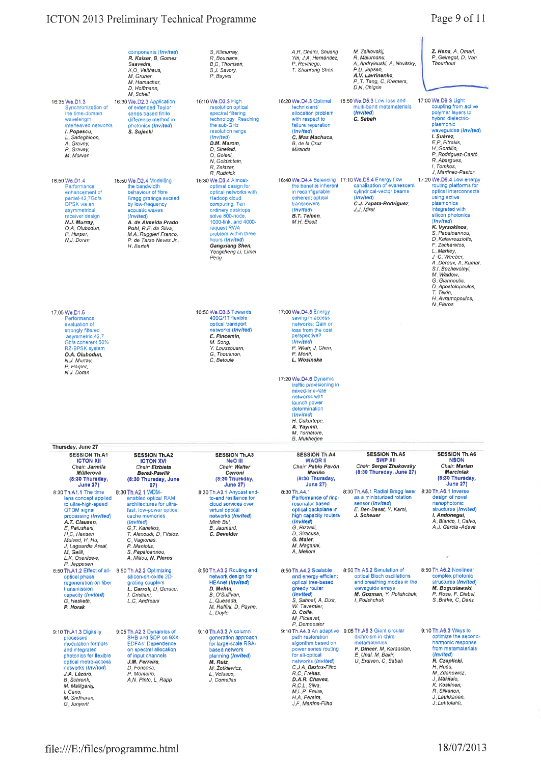(continued from previous page)

components (*Invited*)
**R. Kaiser**, B. Gomez Saavedra, K.O. Velthaus, S.J. Savory, M. Gruner, M. Hamacher, D. Hoffmann, M. Schell

S. Kilmurray, R. Bouziane, B.C. Thomsen, S.J. Savory, P. Bayvel

A.R. Dhaini, Shuang Yin, J.A. Hernández, P. Reviriego, T. Shunrong Shen

M. Zalkovskij, R. Malureanu, A. Andryieuski, A. Novitsky, P.U. Jepsen, **A.V. Lavrinenko**, P.T. Tang, C. Kremers, D.N. Chigrin

**Z. Hens**, A. Omari, P. Geiregat, D. Van Thourhout

---

16:35 We.D1.3 Synchronization of the time-domain wavelength interleaved networks
**I. Popescu**, L. Sadeghioon, A. Gravey, P. Gravey, M. Morvan

16:50 We.D1.4 Performance enhancement of partial-42.7Gb/s DPSK via an asymmetrical receiver design
**N.J. Murray**, O.A. Olubodun, P. Harper, N.J. Doran

17:05 We.D1.5 Performance evaluation of strongly filtered asymmetric 42.7 Gb/s coherent 50% RZ-BPSK system
**O.A. Olubodun**, N.J. Murray, P. Harper, N.J. Doran

16:30 We.D2.3 Application of extended Taylor series based finite difference method in photonics (*Invited*)
**S. Sujecki**

16:50 We.D2.4 Modelling the bandwidth behaviour of fibre Bragg gratings excited by low-frequency acoustic waves (*Invited*)
**A. de Almeida Prado Pohl**, R.E. da Silva, M.A. Ruggieri Franco, P. de Tarso Neves Jr., H. Bartelt

16:10 We.D3.3 High resolution optical spectral filtering technology: Reaching the sub-GHz resolution range (*Invited*)
**D.M. Marom**, D. Sinefeld, O. Golani, N. Goldshtein, R. Zektzer, R. Rudnick

16:30 We.D3.4 Almost-optimal design for optical networks with Hadoop cloud computing: Ten ordinary desktops solve 500-node, 1000-link, and 4000-request RWA problem within three hours (*Invited*)
**Gangxiang Shen**, Yongcheng Li, Limei Peng

16:50 We.D3.5 Towards 400G/1T flexible optical transport networks (*Invited*)
**E. Pincemin**, M. Song, Y. Loussouarn, C. Thouenon, C. Betoule

16:20 We.D4.3 Optimal technicians' allocation problem with respect to failure reparation (*Invited*)
**C. Mas Machuca**, B. de la Cruz Miranda

16:40 We.D4.4 Balancing the benefits inherent in reconfigurable coherent optical transceivers (*Invited*)
**B.T. Teipen**, M.H. Eiselt

17:00 We.D4.5 Energy saving in access networks: Gain or loss from the cost perspective? (*Invited*)
P. Wiatr, J. Chen, P. Monti, **L. Wosinska**

17:20 We.D4.6 Dynamic traffic provisioning in mixed-line-rate networks with launch power determination (*Invited*)
H. Cukurtepe, **A. Yayimli**, M. Tornatore, B. Mukherjee

16:50 We.D5.3 Low-loss and multi-band metamaterials (*Invited*)
**C. Sabah**

17:10 We.D5.4 Energy flow canalization of evanescent cylindrical-vector beams (*Invited*)
**C.J. Zapata-Rodríguez**, J.J. Miret

17:00 We.D6.3 Light coupling from active polymer layers to hybrid dielectric-plasmonic waveguides (*Invited*)
**I. Suárez**, E.P. Fitrakis, H. Gordillo, P. Rodríguez-Cantó, R. Abargues, I. Tomkos, J. Martínez-Pastor

17:20 We.D6.4 Low energy routing platforms for optical interconnects using active plasmonics integrated with silicon photonics (*Invited*)
**K. Vyrsokinos**, S. Papaioannou, D. Kalavrouziotis, F. Zacharatos, L. Markey, J.-C. Weeber, A. Dereux, A. Kumar, S.I. Bozhevolnyi, M. Waldow, G. Giannoulis, D. Apostolopoulos, T. Tekin, H. Avramopoulos, N. Pleros

## Thursday, June 27

### SESSION Th.A1 — ICTON XII
Chair: **Jarmila Müllerová** (8:30 Thursday, June 27)

8:30 Th.A1.1 The time lens concept applied to ultra-high-speed OTDM signal processing (*Invited*)
**A.T. Clausen**, E. Palushani, H.C. Hansen Mulvad, H. Hu, J. Laguardia Areal, M. Galili, L.K. Oxenløwe, P. Jeppesen

8:50 Th.A1.2 Effect of all-optical phase regeneration on fiber transmission capacity (*Invited*)
G. Hesketh, **P. Horak**

9:10 Th.A1.3 Digitally processed modulation formats and integrated photonics for flexible optical metro-access networks (*Invited*)
**J.A. Lázaro**, B. Schrenk, M. Maligaraj, I. Cano, M. Sridharan, G. Junyent

### SESSION Th.A2 — ICTON XVI
Chair: **Elzbieta Bereś-Pawlik** (8:30 Thursday, June 27)

8:30 Th.A2.1 WDM-enabled optical RAM architectures for ultra-fast, low-power optical cache memories (*Invited*)
G.T. Kanellos, T. Alexoudi, D. Fitsios, C. Vagionas, P. Maniotis, S. Papaioannou, A. Miliou, **N. Pleros**

8:50 Th.A2.2 Optimizing silicon-on-oxide 2D-grating couplers
**L. Carroll**, D. Gerace, I. Cristiani, L.C. Andreani

9:05 Th.A2.3 Dynamics of SHB and SDP on 9XX EDFAs: Dependence on spectral allocation of input channels
**J.M. Ferreira**, D. Fonseca, P. Monteiro, A.N. Pinto, L. Rapp

### SESSION Th.A3 — NeO III
Chair: **Walter Cerroni** (8:30 Thursday, June 27)

8:30 Th.A3.1 Anycast end-to-end resilience for cloud services over virtual optical networks (*Invited*)
Minh Bui, B. Jaumard, **C. Develder**

8:50 Th.A3.2 Routing and network design for HEAnet (*Invited*)
**D. Mehta**, B. O'Sullivan, L. Quesada, M. Ruffini, D. Payne, L. Doyle

9:10 Th.A3.3 A column generation approach for large-scale RSA-based network planning (*Invited*)
**M. Ruiz**, M. Żotkiewicz, L. Velasco, J. Comellas

### SESSION Th.A4 — WAOR II
Chair: **Pablo Pavón Mariño** (8:30 Thursday, June 27)

8:30 Th.A4.1 Performance of ring-resonator based optical backplane in high capacity routers (*Invited*)
G. Rizzelli, D. Siracusa, **G. Maier**, M. Magarini, A. Melloni

8:50 Th.A4.2 Scalable and energy-efficient optical tree-based greedy router (*Invited*)
S. Sahhaf, A. Dixit, W. Tavernier, **D. Colle**, M. Pickavet, P. Demeester

9:10 Th.A4.3 An adaptive path restoration algorithm based on power series routing for all-optical networks (*Invited*)
C.J.A. Bastos-Filho, R.C. Freitas, **D.A.R. Chaves**, R.C.L. Silva, M.L.P. Freire, H.A. Pereira, J.F. Martins-Filho

### SESSION Th.A5 — SWP XII
Chair: **Sergei Zhukovsky** (8:30 Thursday, June 27)

8:30 Th.A5.1 Radial Bragg laser as a miniaturized rotation sensor (*Invited*)
E. Ben-Basat, Y. Karni, **J. Scheuer**

8:50 Th.A5.2 Simulation of optical Bloch oscillations and breathing modes in the waveguide arrays
**M. Gozman**, Y. Polishchuk, I. Polishchuk

9:05 Th.A5.3 Giant circular dichroism in chiral metamaterials
**F. Dincer**, M. Karaaslan, E. Unal, M. Bakir, U. Erdiven, C. Sabah

### SESSION Th.A6 — NSON
Chair: **Marian Marciniak** (8:30 Thursday, June 27)

8:30 Th.A6.1 Inverse design of novel nanophotonic structures (*Invited*)
**I. Andonegui**, A. Blanco, I. Calvo, A.J. Garcia-Adeva

8:50 Th.A6.2 Nonlinear complex photonic structures (*Invited*)
**M. Boguslawski**, P. Rose, F. Diebel, S. Brake, C. Denz

9:10 Th.A6.3 Ways to optimize the second-harmonic response from metamaterials (*Invited*)
**R. Czaplicki**, H. Husu, M. Zdanowicz, J. Mäkitalo, K. Koskinen, R. Siikanen, J. Laukkanen, J. Lehtolahti,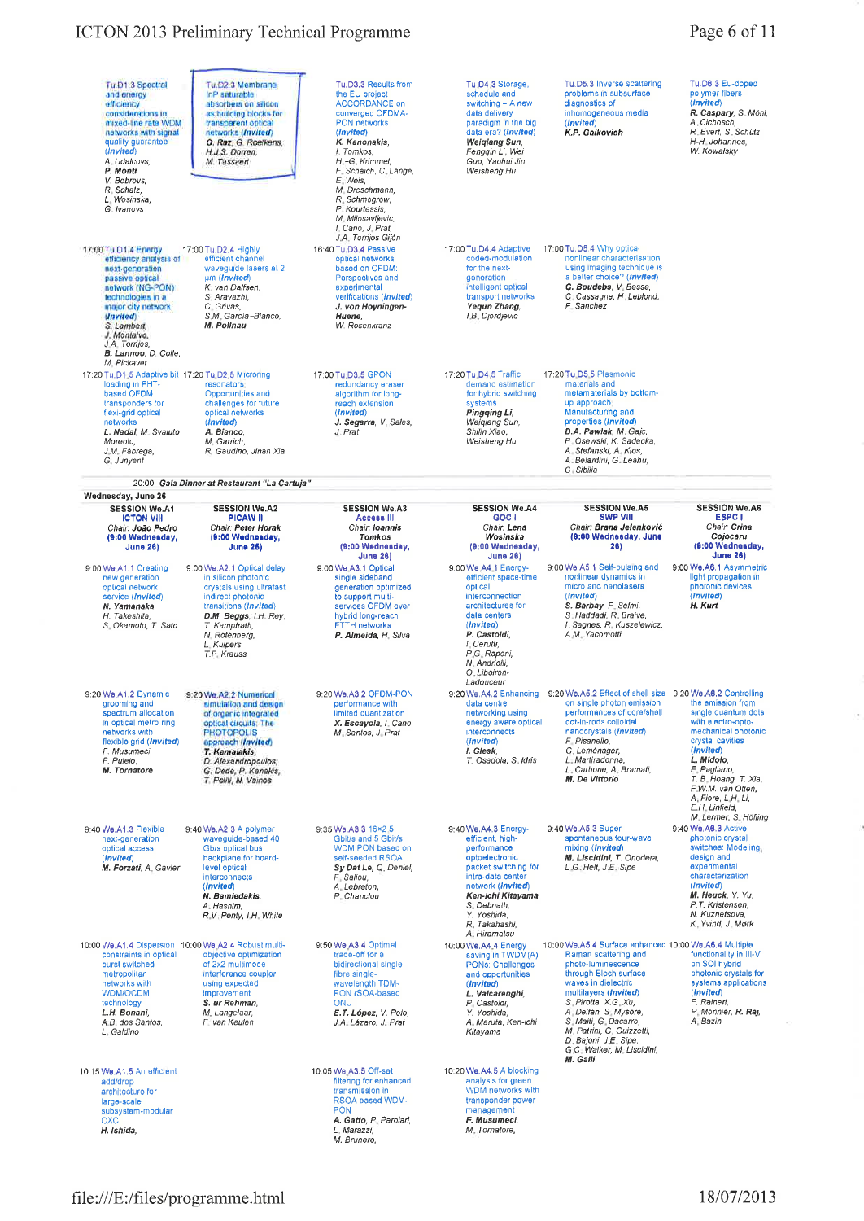Tu.D1.3 Spectral and energy efficiency considerations in mixed-line rate WDM networks with signal quality guarantee (*Invited*)
A. Udalcovs, **P. Monti**, V. Bobrovs, R. Schatz, L. Wosinska, G. Ivanovs

Tu.D2.3 Membrane InP saturable absorbers on silicon as building blocks for transparent optical networks (*Invited*)
**O. Raz**, G. Roelkens, H.J.S. Dorren, M. Tassaert

Tu.D3.3 Results from the EU project ACCORDANCE on converged OFDMA-PON networks (*Invited*)
**K. Kanonakis**, I. Tomkos, H.-G. Krimmel, F. Schaich, C. Lange, E. Weis, M. Dreschmann, R. Schmogrow, P. Kourtessis, M. Milosavljevic, I. Cano, J. Prat, J.A. Torrijos Gijón

Tu.D4.3 Storage, schedule and switching – A new data delivery paradigm in the big data era? (*Invited*)
**Weiqiang Sun**, Fengqin Li, Wei Guo, Yaohui Jin, Weisheng Hu

Tu.D5.3 Inverse scattering problems in subsurface diagnostics of inhomogeneous media (*Invited*)
**K.P. Gaikovich**

Tu.D6.3 Eu-doped polymer fibers (*Invited*)
**R. Caspary**, S. Möhl, A. Cichosch, R. Evert, S. Schütz, H-H. Johannes, W. Kowalsky

17:00 Tu.D1.4 Energy efficiency analysis of next-generation passive optical network (NG-PON) technologies in a major city network (*Invited*)
S. Lambert, J. Montalvo, J.A. Torrijos, **B. Lannoo**, D. Colle, M. Pickavet

17:00 Tu.D2.4 Highly efficient channel waveguide lasers at 2 µm (*Invited*)
K. van Dalfsen, S. Aravazhi, C. Grivas, S.M. García-Blanco, **M. Pollnau**

16:40 Tu.D3.4 Passive optical networks based on OFDM: Perspectives and experimental verifications (*Invited*)
**J. von Hoyningen-Huene**, W. Rosenkranz

17:00 Tu.D4.4 Adaptive coded-modulation for the next-generation intelligent optical transport networks
**Yequn Zhang**, I.B. Djordjevic

17:00 Tu.D5.4 Why optical nonlinear characterisation using imaging technique is a better choice? (*Invited*)
**G. Boudebs**, V. Besse, C. Cassagne, H. Leblond, F. Sanchez

17:20 Tu.D1.5 Adaptive bit loading in FHT-based OFDM transponders for flexi-grid optical networks
**L. Nadal**, M. Svaluto Moreolo, J.M. Fàbrega, G. Junyent

17:20 Tu.D2.5 Microring resonators: Opportunities and challenges for future optical networks (*Invited*)
**A. Bianco**, M. Garrich, R. Gaudino, Jinan Xia

17:00 Tu.D3.5 GPON redundancy eraser algorithm for long-reach extension (*Invited*)
**J. Segarra**, V. Sales, J. Prat

17:20 Tu.D4.5 Traffic demand estimation for hybrid switching systems
**Pingqing Li**, Weiqiang Sun, Shilin Xiao, Weisheng Hu

17:20 Tu.D5.5 Plasmonic materials and metamaterials by bottom-up approach: Manufacturing and properties (*Invited*)
**D.A. Pawlak**, M. Gajc, P. Osewski, K. Sadecka, A. Stefanski, A. Klos, A. Belardini, G. Leahu, C. Sibilia

20:00 ***Gala Dinner at Restaurant "La Cartuja"***

**Wednesday, June 26**

**SESSION We.A1 — ICTON VIII** — Chair: **João Pedro** (9:00 Wednesday, June 26)

9:00 We.A1.1 Creating new generation optical network service (*Invited*)
**N. Yamanaka**, H. Takeshita, S. Okamoto, T. Sato

9:20 We.A1.2 Dynamic grooming and spectrum allocation in optical metro ring networks with flexible grid (*Invited*)
F. Musumeci, F. Puleio, **M. Tornatore**

9:40 We.A1.3 Flexible next-generation optical access (*Invited*)
**M. Forzati**, A. Gavler

10:00 We.A1.4 Dispersion constraints in optical burst switched metropolitan networks with WDM/OCDM technology
**L.H. Bonani**, A.B. dos Santos, L. Galdino

10:15 We.A1.5 An efficient add/drop architecture for large-scale subsystem-modular OXC
**H. Ishida**

**SESSION We.A2 — PICAW II** — Chair: **Peter Horak** (9:00 Wednesday, June 26)

9:00 We.A2.1 Optical delay in silicon photonic crystals using ultrafast indirect photonic transitions (*Invited*)
**D.M. Beggs**, I.H. Rey, T. Kampfrath, N. Rotenberg, L. Kuipers, T.F. Krauss

9:20 We.A2.2 Numerical simulation and design of organic integrated optical circuits: The PHOTOPOLIS approach (*Invited*)
**T. Kamalakis**, D. Alexandropoulos, G. Dede, P. Kanakis, T. Politi, N. Vainos

9:40 We.A2.3 A polymer waveguide-based 40 Gb/s optical bus backplane for board-level optical interconnects (*Invited*)
**N. Bamiedakis**, A. Hashim, R.V. Penty, I.H. White

10:00 We.A2.4 Robust multi-objective optimization of 2x2 multimode interference coupler using expected improvement
**S. ur Rehman**, M. Langelaar, F. van Keulen

**SESSION We.A3 — Access III** — Chair: **Ioannis Tomkos** (9:00 Wednesday, June 26)

9:00 We.A3.1 Optical single sideband generation optimized to support multi-services OFDM over hybrid long-reach FTTH networks
**P. Almeida**, H. Silva

9:20 We.A3.2 OFDM-PON performance with limited quantization
**X. Escayola**, I. Cano, M. Santos, J. Prat

9:35 We.A3.3 16×2.5 Gbit/s and 5 Gbit/s WDM PON based on self-seeded RSOA
**Sy Dat Le**, Q. Deniel, F. Saliou, A. Lebreton, P. Chanclou

9:50 We.A3.4 Optimal trade-off for a bidirectional single-fibre single-wavelength TDM-PON rSOA-based ONU
**E.T. López**, V. Polo, J.A. Lázaro, J. Prat

10:05 We.A3.5 Off-set filtering for enhanced transmission in RSOA based WDM-PON
**A. Gatto**, P. Parolari, L. Marazzi, M. Brunero

**SESSION We.A4 — GOC I** — Chair: **Lena Wosinska** (9:00 Wednesday, June 26)

9:00 We.A4.1 Energy-efficient space-time optical interconnection architectures for data centers (*Invited*)
**P. Castoldi**, I. Cerutti, P.G. Raponi, N. Andriolli, O. Liboiron-Ladouceur

9:20 We.A4.2 Enhancing data centre networking using energy aware optical interconnects (*Invited*)
**I. Glesk**, T. Osadola, S. Idris

9:40 We.A4.3 Energy-efficient, high-performance optoelectronic packet switching for intra-data center network (*Invited*)
**Ken-ichi Kitayama**, S. Debnath, Y. Yoshida, R. Takahashi, A. Hiramatsu

10:00 We.A4.4 Energy saving in TWDM(A) PONs: Challenges and opportunities (*Invited*)
**L. Valcarenghi**, P. Castoldi, Y. Yoshida, A. Maruta, Ken-ichi Kitayama

10:20 We.A4.5 A blocking analysis for green WDM networks with transponder power management
**F. Musumeci**, M. Tornatore

**SESSION We.A5 — SWP VIII** — Chair: **Brana Jelenković** (9:00 Wednesday, June 26)

9:00 We.A5.1 Self-pulsing and nonlinear dynamics in micro and nanolasers (*Invited*)
**S. Barbay**, F. Selmi, S. Haddadi, R. Braive, I. Sagnes, R. Kuszelewicz, A.M. Yacomotti

9:20 We.A5.2 Effect of shell size on single photon emission performances of core/shell dot-in-rods colloidal nanocrystals (*Invited*)
F. Pisanello, G. Leménager, L. Martiradonna, L. Carbone, A. Bramati, **M. De Vittorio**

9:40 We.A5.3 Super spontaneous four-wave mixing (*Invited*)
**M. Liscidini**, T. Onodera, L.G. Helt, J.E. Sipe

10:00 We.A5.4 Surface enhanced Raman scattering and photo-luminescence through Bloch surface waves in dielectric multilayers (*Invited*)
S. Pirotta, X.G. Xu, A. Delfan, S. Mysore, S. Maiti, G. Dacarro, M. Patrini, G. Guizzetti, D. Bajoni, J.E. Sipe, G.C. Walker, M. Liscidini, **M. Galli**

**SESSION We.A6 — ESPC I** — Chair: **Crina Cojocaru** (9:00 Wednesday, June 26)

9:00 We.A6.1 Asymmetric light propagation in photonic devices (*Invited*)
**H. Kurt**

9:20 We.A6.2 Controlling the emission from single quantum dots with electro-opto-mechanical photonic crystal cavities (*Invited*)
**L. Midolo**, F. Pagliano, T. B. Hoang, T. Xia, F.W.M. van Otten, A. Fiore, L.H. Li, E.H. Linfield, M. Lermer, S. Höfling

9:40 We.A6.3 Active photonic crystal switches: Modeling, design and experimental characterization (*Invited*)
**M. Heuck**, Y. Yu, P.T. Kristensen, N. Kuznetsova, K. Yvind, J. Mørk

10:00 We.A6.4 Multiple functionality in III-V on SOI hybrid photonic crystals for systems applications (*Invited*)
F. Raineri, P. Monnier, **R. Raj**, A. Bazin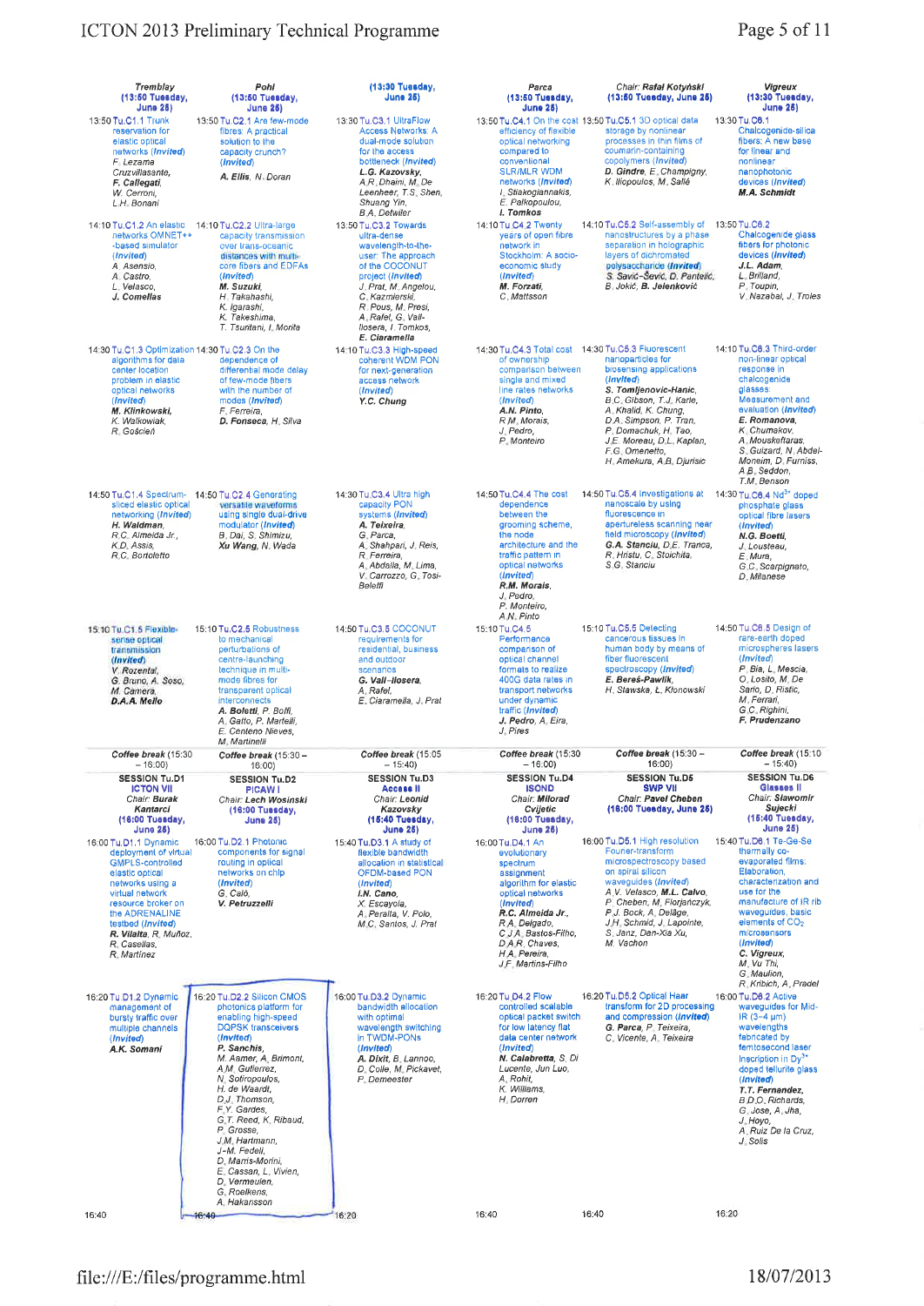**Tremblay (13:50 Tuesday, June 25)**

13:50 Tu.C1.1 Trunk reservation for elastic optical networks *(Invited)*
F. Lezama Cruzvillasante, **F. Callegati**, W. Cerroni, L.H. Bonani

14:10 Tu.C1.2 An elastic networks OMNET++ -based simulator *(Invited)*
A. Asensio, A. Castro, L. Velasco, **J. Comellas**

14:30 Tu.C1.3 Optimization algorithms for data center location problem in elastic optical networks *(Invited)*
**M. Klinkowski**, K. Walkowiak, R. Goścień

14:50 Tu.C1.4 Spectrum-sliced elastic optical networking *(Invited)*
**H. Waldman**, R.C. Almeida Jr., K.D. Assis, R.C. Bortoletto

15:10 Tu.C1.5 Flexible-sense optical transmission *(Invited)*
V. Rozental, G. Bruno, A. Soso, M. Camera, **D.A.A. Mello**

Coffee break (15:30 – 16:00)

**Pohl (13:50 Tuesday, June 25)**

13:50 Tu.C2.1 Are few-mode fibres: A practical solution to the capacity crunch? *(Invited)*
**A. Ellis**, N. Doran

14:10 Tu.C2.2 Ultra-large capacity transmission over trans-oceanic distances with multi-core fibers and EDFAs *(Invited)*
**M. Suzuki**, H. Takahashi, K. Igarashi, K. Takeshima, T. Tsuritani, I. Morita

14:30 Tu.C2.3 On the dependence of differential mode delay of few-mode fibers with the number of modes *(Invited)*
F. Ferreira, **D. Fonseca**, H. Silva

14:50 Tu.C2.4 Generating versatile waveforms using single dual-drive modulator *(Invited)*
B. Dai, S. Shimizu, **Xu Wang**, N. Wada

15:10 Tu.C2.5 Robustness to mechanical perturbations of centre-launching technique in multi-mode fibres for transparent optical interconnects
**A. Boletti**, P. Boffi, A. Gatto, P. Martelli, E. Centeno Nieves, M. Martinelli

Coffee break (15:30 – 16:00)

**(13:30 Tuesday, June 25)**

13:30 Tu.C3.1 UltraFlow Access Networks: A dual-mode solution for the access bottleneck *(Invited)*
**L.G. Kazovsky**, A.R. Dhaini, M. De Leenheer, T.S. Shen, Shuang Yin, B.A. Detwiler

13:50 Tu.C3.2 Towards ultra-dense wavelength-to-the-user: The approach of the COCONUT project *(Invited)*
J. Prat, M. Angelou, C. Kazmierski, R. Pous, M. Presi, A. Rafel, G. Vall-llosera, I. Tomkos, **E. Ciaramella**

14:10 Tu.C3.3 High-speed coherent WDM PON for next-generation access network *(Invited)*
**Y.C. Chung**

14:30 Tu.C3.4 Ultra high capacity PON systems *(Invited)*
**A. Teixeira**, G. Parca, A. Shahpari, J. Reis, R. Ferreira, A. Abdalla, M. Lima, V. Carrozzo, G. Tosi-Beleffi

14:50 Tu.C3.5 COCONUT requirements for residential, business and outdoor scenarios
**G. Vall-llosera**, A. Rafel, E. Ciaramella, J. Prat

Coffee break (15:05 – 15:40)

**Parca (13:50 Tuesday, June 25)**

13:50 Tu.C4.1 On the cost efficiency of flexible optical networking compared to conventional SLR/MLR WDM networks *(Invited)*
I. Stiakogiannakis, E. Palkopoulou, **I. Tomkos**

14:10 Tu.C4.2 Twenty years of open fibre network in Stockholm: A socio-economic study *(Invited)*
**M. Forzati**, C. Mattsson

14:30 Tu.C4.3 Total cost of ownership comparison between single and mixed line rates networks *(Invited)*
**A.N. Pinto**, R.M. Morais, J. Pedro, P. Monteiro

14:50 Tu.C4.4 The cost dependence between the grooming scheme, the node architecture and the traffic pattern in optical networks *(Invited)*
**R.M. Morais**, J. Pedro, P. Monteiro, A.N. Pinto

15:10 Tu.C4.5 Performance comparison of optical channel formats to realize 400G data rates in transport networks under dynamic traffic *(Invited)*
**J. Pedro**, A. Eira, J. Pires

Coffee break (15:30 – 16:00)

**Chair: Rafał Kotyński (13:50 Tuesday, June 25)**

13:50 Tu.C5.1 3D optical data storage by nonlinear processes in thin films of coumarin-containing copolymers *(Invited)*
**D. Gindre**, E. Champigny, K. Iliopoulos, M. Sallé

14:10 Tu.C5.2 Self-assembly of nanostructures by a phase separation in holographic layers of dichromated polysaccharide *(Invited)*
S. Savić-Šević, D. Pantelić, B. Jokić, **B. Jelenković**

14:30 Tu.C5.3 Fluorescent nanoparticles for biosensing applications *(Invited)*
**S. Tomljenovic-Hanic**, B.C. Gibson, T.J. Karle, A. Khalid, K. Chung, D.A. Simpson, P. Tran, P. Domachuk, H. Tao, J.E. Moreau, D.L. Kaplan, F.G. Omenetto, H. Amekura, A.B. Djurisic

14:50 Tu.C5.4 Investigations at nanoscale by using fluorescence in apertureless scanning near field microscopy *(Invited)*
**G.A. Stanciu**, D.E. Tranca, R. Hristu, C. Stoichita, S.G. Stanciu

15:10 Tu.C5.5 Detecting cancerous tissues in human body by means of fiber fluorescent spectroscopy *(Invited)*
**E. Bereś-Pawlik**, H. Stawska, L. Kłonowski

Coffee break (15:30 – 16:00)

**Vigreux (13:30 Tuesday, June 25)**

13:30 Tu.C6.1 Chalcogenide-silica fibers: A new base for linear and nonlinear nanophotonic devices *(Invited)*
**M.A. Schmidt**

13:50 Tu.C6.2 Chalcogenide glass fibers for photonic devices *(Invited)*
**J.L. Adam**, L. Brilland, P. Toupin, V. Nazabal, J. Troles

14:10 Tu.C6.3 Third-order non-linear optical response in chalcogenide glasses: Measurement and evaluation *(Invited)*
**E. Romanova**, K. Chumakov, A. Mouskeftaras, S. Guizard, N. Abdel-Moneim, D. Furniss, A.B. Seddon, T.M. Benson

14:30 Tu.C6.4 $Nd^{3+}$ doped phosphate glass optical fibre lasers *(Invited)*
**N.G. Boetti**, J. Lousteau, E. Mura, G.C. Scarpignato, D. Milanese

14:50 Tu.C6.5 Design of rare-earth doped microspheres lasers *(Invited)*
P. Bia, L. Mescia, O. Losito, M. De Sario, D. Ristic, M. Ferrari, G.C. Righini, **F. Prudenzano**

Coffee break (15:10 – 15:40)

---

**SESSION Tu.D1 — ICTON VII**
Chair: **Burak Kantarci** (16:00 Tuesday, June 25)

16:00 Tu.D1.1 Dynamic deployment of virtual GMPLS-controlled elastic optical networks using a virtual network resource broker on the ADRENALINE testbed *(Invited)*
**R. Vilalta**, R. Muñoz, R. Casellas, R. Martínez

16:20 Tu.D1.2 Dynamic management of bursty traffic over multiple channels *(Invited)*
**A.K. Somani**

16:40

**SESSION Tu.D2 — PICAW I**
Chair: **Lech Wosinski** (16:00 Tuesday, June 25)

16:00 Tu.D2.1 Photonic components for signal routing in optical networks on chip *(Invited)*
G. Calò, **V. Petruzzelli**

16:20 Tu.D2.2 Silicon CMOS photonics platform for enabling high-speed DQPSK transceivers *(Invited)*
**P. Sanchis**, M. Aamer, A. Brimont, A.M. Gutierrez, N. Sotiropoulos, H. de Waardt, D.J. Thomson, F.Y. Gardes, G.T. Reed, K. Ribaud, P. Grosse, J.M. Hartmann, J.-M. Fedeli, D. Marris-Morini, E. Cassan, L. Vivien, D. Vermeulen, G. Roelkens, A. Hakansson

16:40

**SESSION Tu.D3 — Access II**
Chair: **Leonid Kazovsky** (15:40 Tuesday, June 25)

15:40 Tu.D3.1 A study of flexible bandwidth allocation in statistical OFDM-based PON *(Invited)*
**I.N. Cano**, X. Escayola, A. Peralta, V. Polo, M.C. Santos, J. Prat

16:00 Tu.D3.2 Dynamic bandwidth allocation with optimal wavelength switching in TWDM-PONs *(Invited)*
**A. Dixit**, B. Lannoo, D. Colle, M. Pickavet, P. Demeester

16:20

**SESSION Tu.D4 — ISOND**
Chair: **Milorad Cvijetic** (16:00 Tuesday, June 25)

16:00 Tu.D4.1 An evolutionary spectrum assignment algorithm for elastic optical networks *(Invited)*
**R.C. Almeida Jr.**, R.A. Delgado, C.J.A. Bastos-Filho, D.A.R. Chaves, H.A. Pereira, J.F. Martins-Filho

16:20 Tu.D4.2 Flow controlled scalable optical packet switch for low latency flat data center network *(Invited)*
**N. Calabretta**, S. Di Lucente, Jun Luo, A. Rohit, K. Williams, H. Dorren

16:40

**SESSION Tu.D5 — SWP VII**
Chair: **Pavel Cheben** (16:00 Tuesday, June 25)

16:00 Tu.D5.1 High resolution Fourier-transform microspectroscopy based on spiral silicon waveguides *(Invited)*
A.V. Velasco, **M.L. Calvo**, P. Cheben, M. Florjańczyk, P.J. Bock, A. Delâge, J.H. Schmid, J. Lapointe, S. Janz, Dan-Xia Xu, M. Vachon

16:20 Tu.D5.2 Optical Haar transform for 2D processing and compression *(Invited)*
**G. Parca**, P. Teixeira, C. Vicente, A. Teixeira

16:40

**SESSION Tu.D6 — Glasses II**
Chair: **Sławomir Sujecki** (15:40 Tuesday, June 25)

15:40 Tu.D6.1 Te-Ge-Se thermally co-evaporated films: Elaboration, characterization and use for the manufacture of IR rib waveguides, basic elements of $CO_2$ microsensors *(Invited)*
**C. Vigreux**, M. Vu Thi, G. Maulion, R. Kribich, A. Pradel

16:00 Tu.D6.2 Active waveguides for Mid-IR (3–4 μm) wavelengths fabricated by femtosecond laser inscription in $Dy^{3+}$ doped tellurite glass *(Invited)*
**T.T. Fernandez**, B.D.O. Richards, G. Jose, A. Jha, J. Hoyo, A. Ruiz De la Cruz, J. Solis

16:20